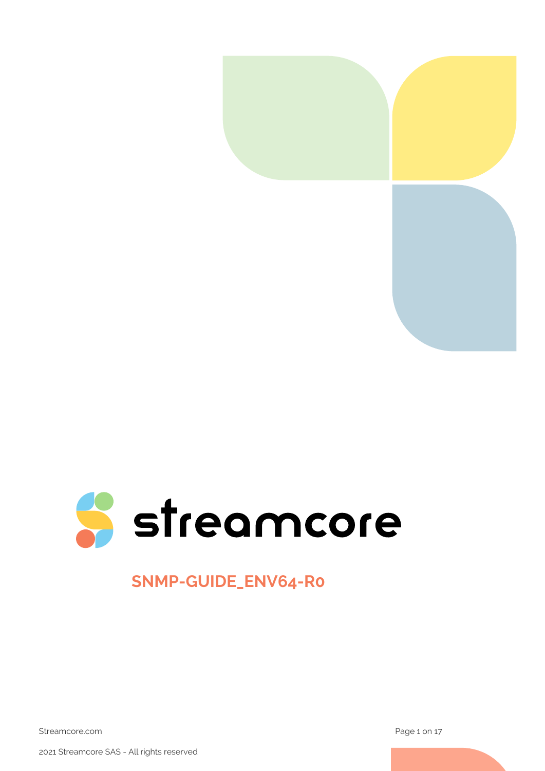streamcore

# SNMP-GUIDE_ENV64-R0

Streamcore.com

2021 Streamcore SAS - All rights reserved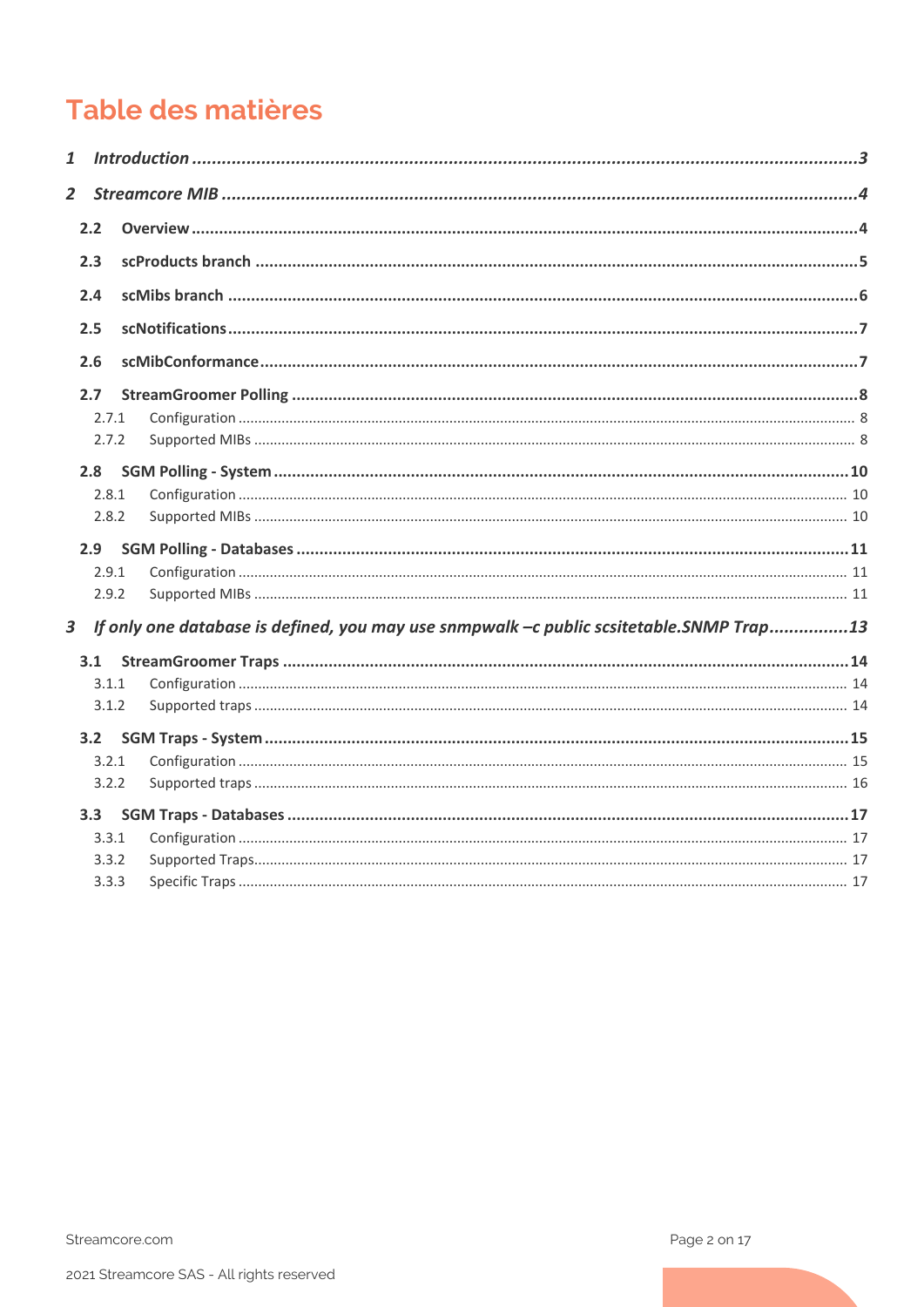# Table des matières

*1 Introduction ....................................................................................................................................3*

*2 Streamcore MIB ...............................................................................................................................4*

**2.2 Overview ..........................................................................................................................................4**

**2.3 scProducts branch ...........................................................................................................................5**

**2.4 scMibs branch ..................................................................................................................................6**

**2.5 scNotifications..................................................................................................................................7**

**2.6 scMibConformance..........................................................................................................................7**

**2.7 StreamGroomer Polling ...................................................................................................................8**

2.7.1 Configuration ........................................................................................................................ 8

2.7.2 Supported MIBs ..................................................................................................................... 8

**2.8 SGM Polling - System .....................................................................................................................10**

2.8.1 Configuration ........................................................................................................................ 10

2.8.2 Supported MIBs ..................................................................................................................... 10

**2.9 SGM Polling - Databases ................................................................................................................11**

2.9.1 Configuration ........................................................................................................................ 11

2.9.2 Supported MIBs ..................................................................................................................... 11

*3 If only one database is defined, you may use snmpwalk –c public scsitetable.SNMP Trap................13*

**3.1 StreamGroomer Traps ....................................................................................................................14**

3.1.1 Configuration ........................................................................................................................ 14

3.1.2 Supported traps .................................................................................................................... 14

**3.2 SGM Traps - System .......................................................................................................................15**

3.2.1 Configuration ........................................................................................................................ 15

3.2.2 Supported traps .................................................................................................................... 16

**3.3 SGM Traps - Databases ..................................................................................................................17**

3.3.1 Configuration ........................................................................................................................ 17

3.3.2 Supported Traps.................................................................................................................... 17

3.3.3 Specific Traps ........................................................................................................................ 17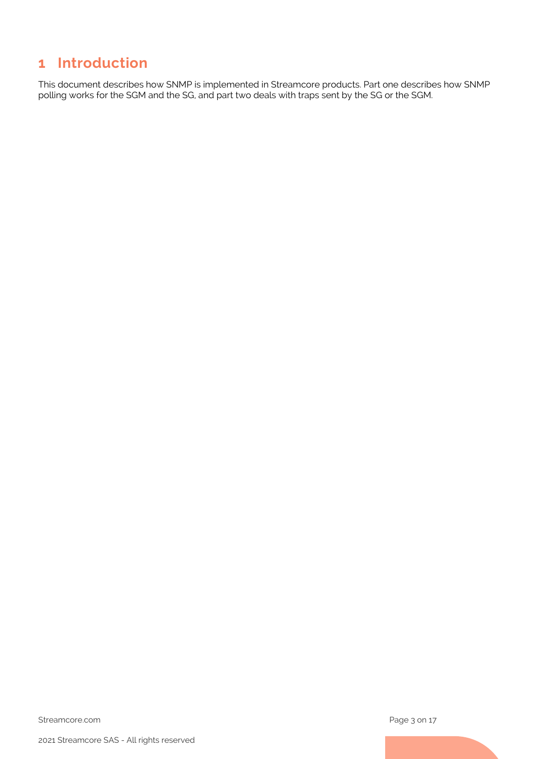# 1 Introduction

This document describes how SNMP is implemented in Streamcore products. Part one describes how SNMP polling works for the SGM and the SG, and part two deals with traps sent by the SG or the SGM.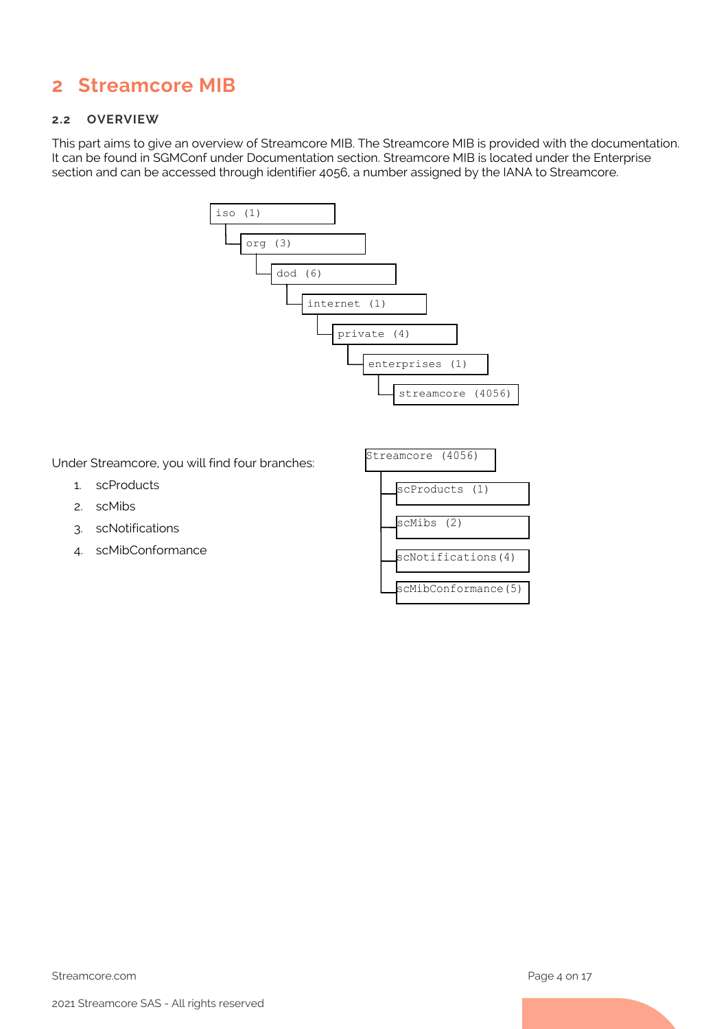# 2 Streamcore MIB

## 2.2 OVERVIEW

This part aims to give an overview of Streamcore MIB. The Streamcore MIB is provided with the documentation. It can be found in SGMConf under Documentation section. Streamcore MIB is located under the Enterprise section and can be accessed through identifier 4056, a number assigned by the IANA to Streamcore.

```
iso (1)
 └─ org (3)
     └─ dod (6)
         └─ internet (1)
             └─ private (4)
                 └─ enterprises (1)
                     └─ streamcore (4056)
```

Under Streamcore, you will find four branches:

1. scProducts
2. scMibs
3. scNotifications
4. scMibConformance

```
Streamcore (4056)
 ├─ scProducts (1)
 ├─ scMibs (2)
 ├─ scNotifications(4)
 └─ scMibConformance(5)
```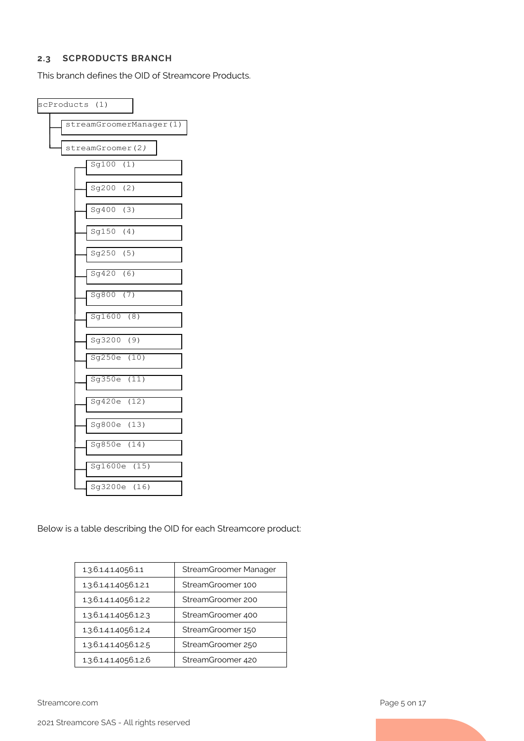## 2.3 SCPRODUCTS BRANCH

This branch defines the OID of Streamcore Products.

```
scProducts (1)
├── streamGroomerManager(1)
└── streamGroomer(2)
    ├── Sg100 (1)
    ├── Sg200 (2)
    ├── Sg400 (3)
    ├── Sg150 (4)
    ├── Sg250 (5)
    ├── Sg420 (6)
    ├── Sg800 (7)
    ├── Sg1600 (8)
    ├── Sg3200 (9)
    ├── Sg250e (10)
    ├── Sg350e (11)
    ├── Sg420e (12)
    ├── Sg800e (13)
    ├── Sg850e (14)
    ├── Sg1600e (15)
    └── Sg3200e (16)
```

Below is a table describing the OID for each Streamcore product:

| | |
|---|---|
| 1.3.6.1.4.1.4056.1.1 | StreamGroomer Manager |
| 1.3.6.1.4.1.4056.1.2.1 | StreamGroomer 100 |
| 1.3.6.1.4.1.4056.1.2.2 | StreamGroomer 200 |
| 1.3.6.1.4.1.4056.1.2.3 | StreamGroomer 400 |
| 1.3.6.1.4.1.4056.1.2.4 | StreamGroomer 150 |
| 1.3.6.1.4.1.4056.1.2.5 | StreamGroomer 250 |
| 1.3.6.1.4.1.4056.1.2.6 | StreamGroomer 420 |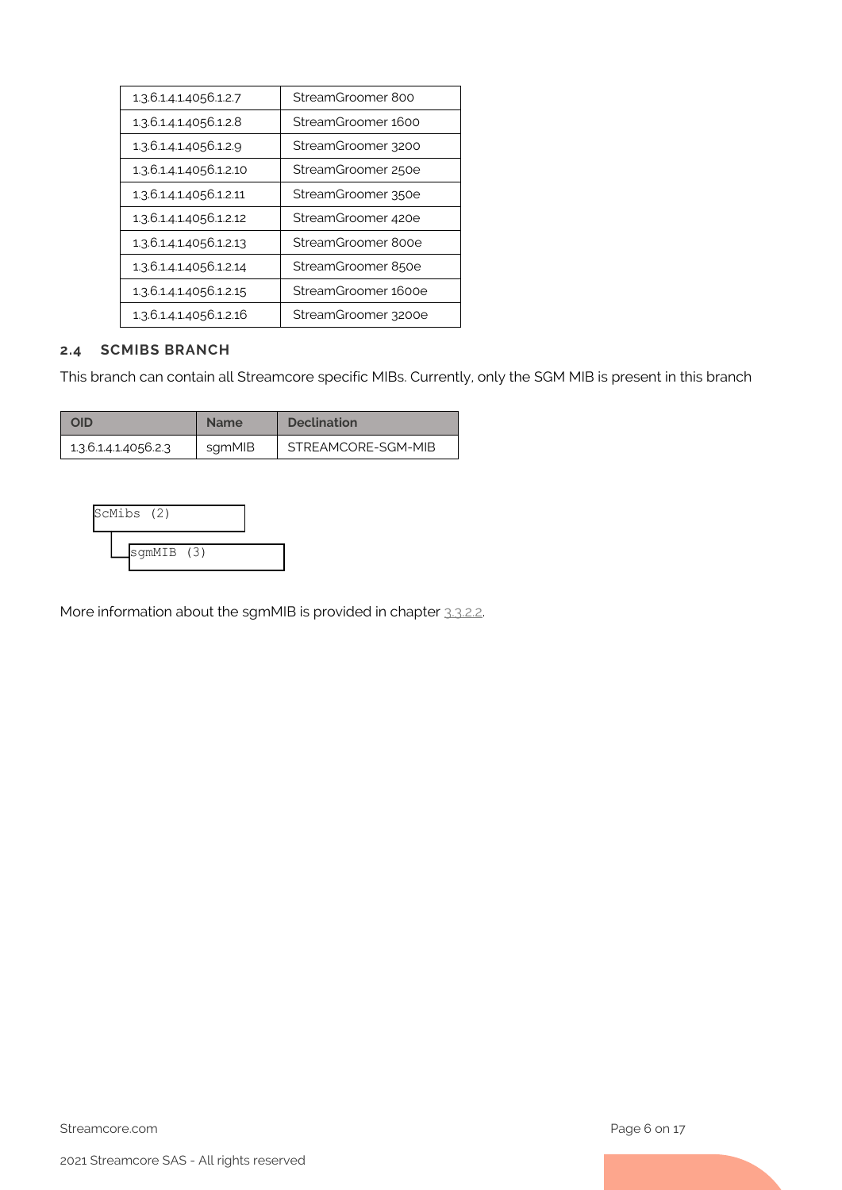| | |
|---|---|
| 1.3.6.1.4.1.4056.1.2.7 | StreamGroomer 800 |
| 1.3.6.1.4.1.4056.1.2.8 | StreamGroomer 1600 |
| 1.3.6.1.4.1.4056.1.2.9 | StreamGroomer 3200 |
| 1.3.6.1.4.1.4056.1.2.10 | StreamGroomer 250e |
| 1.3.6.1.4.1.4056.1.2.11 | StreamGroomer 350e |
| 1.3.6.1.4.1.4056.1.2.12 | StreamGroomer 420e |
| 1.3.6.1.4.1.4056.1.2.13 | StreamGroomer 800e |
| 1.3.6.1.4.1.4056.1.2.14 | StreamGroomer 850e |
| 1.3.6.1.4.1.4056.1.2.15 | StreamGroomer 1600e |
| 1.3.6.1.4.1.4056.1.2.16 | StreamGroomer 3200e |

### 2.4 SCMIBS BRANCH

This branch can contain all Streamcore specific MIBs. Currently, only the SGM MIB is present in this branch

| OID | Name | Declination |
|---|---|---|
| 1.3.6.1.4.1.4056.2.3 | sgmMIB | STREAMCORE-SGM-MIB |

```
ScMibs (2)
 └ sgmMIB (3)
```

More information about the sgmMIB is provided in chapter 3.3.2.2.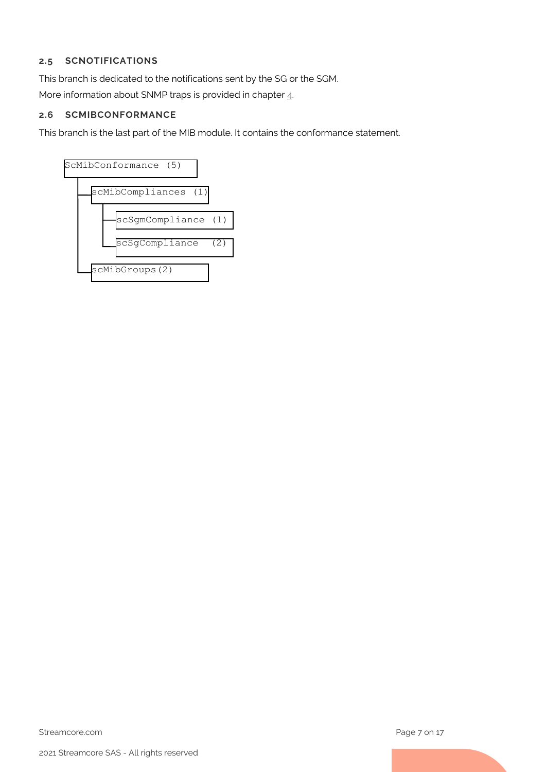### 2.5 SCNOTIFICATIONS

This branch is dedicated to the notifications sent by the SG or the SGM.

More information about SNMP traps is provided in chapter 4.

### 2.6 SCMIBCONFORMANCE

This branch is the last part of the MIB module. It contains the conformance statement.

```
ScMibConformance (5)
 ├─ scMibCompliances (1)
 │   ├─ scSgmCompliance (1)
 │   └─ scSgCompliance  (2)
 └─ scMibGroups(2)
```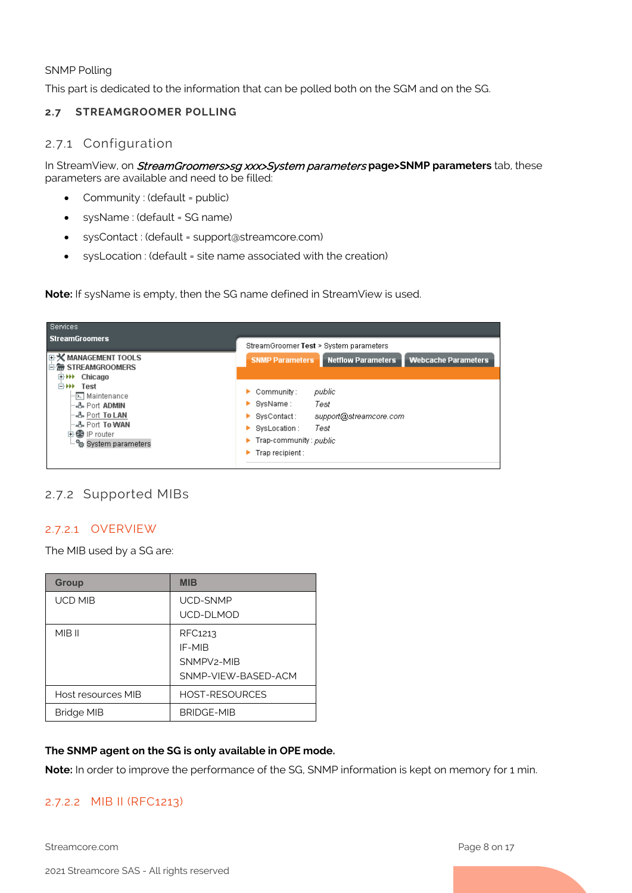SNMP Polling

This part is dedicated to the information that can be polled both on the SGM and on the SG.

## 2.7 STREAMGROOMER POLLING

### 2.7.1 Configuration

In StreamView, on *StreamGroomers>sg xxx>System parameters* **page>SNMP parameters** tab, these parameters are available and need to be filled:

- Community : (default = public)
- sysName : (default = SG name)
- sysContact : (default = support@streamcore.com)
- sysLocation : (default = site name associated with the creation)

**Note:** If sysName is empty, then the SG name defined in StreamView is used.

### 2.7.2 Supported MIBs

#### 2.7.2.1 OVERVIEW

The MIB used by a SG are:

| Group | MIB |
|---|---|
| UCD MIB | UCD-SNMP<br>UCD-DLMOD |
| MIB II | RFC1213<br>IF-MIB<br>SNMPV2-MIB<br>SNMP-VIEW-BASED-ACM |
| Host resources MIB | HOST-RESOURCES |
| Bridge MIB | BRIDGE-MIB |

**The SNMP agent on the SG is only available in OPE mode.**

**Note:** In order to improve the performance of the SG, SNMP information is kept on memory for 1 min.

#### 2.7.2.2 MIB II (RFC1213)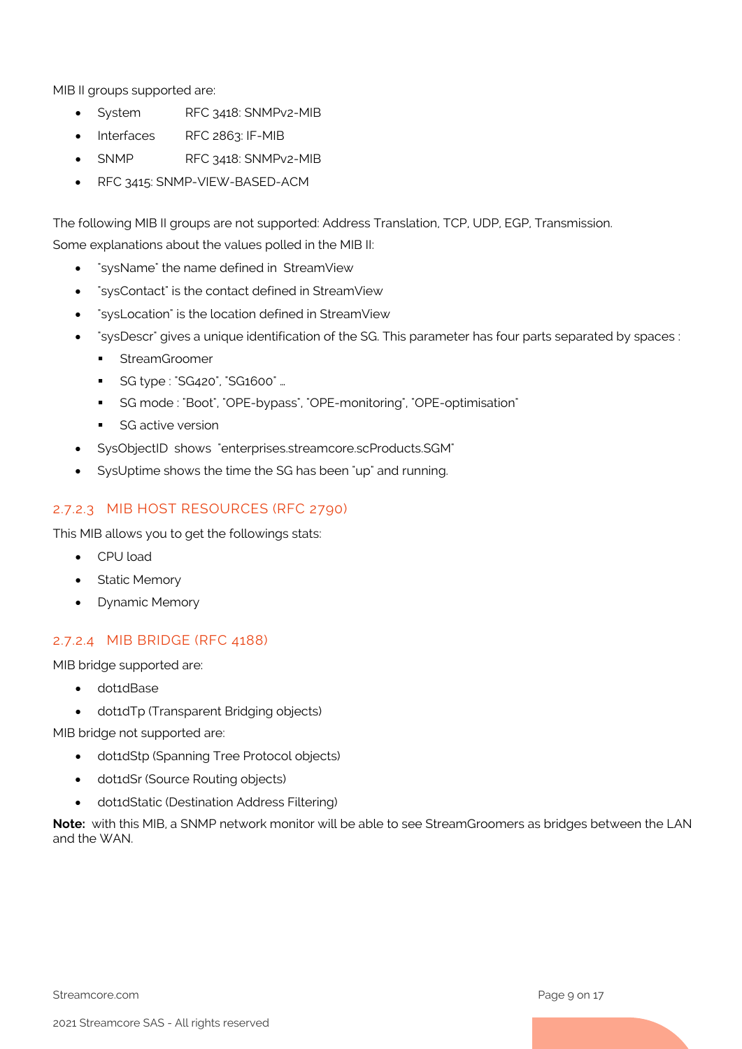MIB II groups supported are:

- System    RFC 3418: SNMPv2-MIB
- Interfaces    RFC 2863: IF-MIB
- SNMP    RFC 3418: SNMPv2-MIB
- RFC 3415: SNMP-VIEW-BASED-ACM

The following MIB II groups are not supported: Address Translation, TCP, UDP, EGP, Transmission.

Some explanations about the values polled in the MIB II:

- "sysName" the name defined in StreamView
- "sysContact" is the contact defined in StreamView
- "sysLocation" is the location defined in StreamView
- "sysDescr" gives a unique identification of the SG. This parameter has four parts separated by spaces :
  - StreamGroomer
  - SG type : "SG420", "SG1600" …
  - SG mode : "Boot", "OPE-bypass", "OPE-monitoring", "OPE-optimisation"
  - SG active version
- SysObjectID shows "enterprises.streamcore.scProducts.SGM"
- SysUptime shows the time the SG has been "up" and running.

### 2.7.2.3 MIB HOST RESOURCES (RFC 2790)

This MIB allows you to get the followings stats:

- CPU load
- Static Memory
- Dynamic Memory

### 2.7.2.4 MIB BRIDGE (RFC 4188)

MIB bridge supported are:

- dot1dBase
- dot1dTp (Transparent Bridging objects)

MIB bridge not supported are:

- dot1dStp (Spanning Tree Protocol objects)
- dot1dSr (Source Routing objects)
- dot1dStatic (Destination Address Filtering)

**Note:** with this MIB, a SNMP network monitor will be able to see StreamGroomers as bridges between the LAN and the WAN.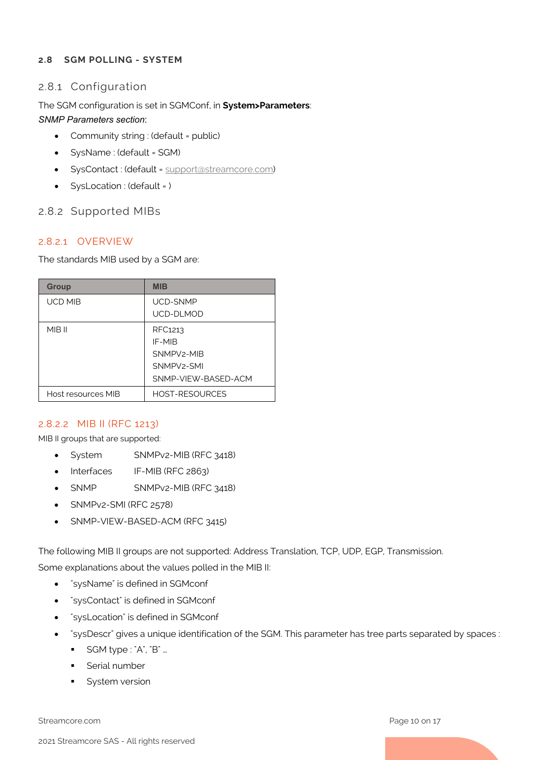## 2.8 SGM POLLING - SYSTEM

### 2.8.1 Configuration

The SGM configuration is set in SGMConf, in **System>Parameters**:

*SNMP Parameters section*:

- Community string : (default = public)
- SysName : (default = SGM)
- SysContact : (default = support@streamcore.com)
- SysLocation : (default = )

### 2.8.2 Supported MIBs

#### 2.8.2.1 OVERVIEW

The standards MIB used by a SGM are:

| Group | MIB |
|---|---|
| UCD MIB | UCD-SNMP<br>UCD-DLMOD |
| MIB II | RFC1213<br>IF-MIB<br>SNMPV2-MIB<br>SNMPV2-SMI<br>SNMP-VIEW-BASED-ACM |
| Host resources MIB | HOST-RESOURCES |

#### 2.8.2.2 MIB II (RFC 1213)

MIB II groups that are supported:

- System SNMPv2-MIB (RFC 3418)
- Interfaces IF-MIB (RFC 2863)
- SNMP SNMPv2-MIB (RFC 3418)
- SNMPv2-SMI (RFC 2578)
- SNMP-VIEW-BASED-ACM (RFC 3415)

The following MIB II groups are not supported: Address Translation, TCP, UDP, EGP, Transmission.

Some explanations about the values polled in the MIB II:

- "sysName" is defined in SGMconf
- "sysContact" is defined in SGMconf
- "sysLocation" is defined in SGMconf
- "sysDescr" gives a unique identification of the SGM. This parameter has tree parts separated by spaces :
  - SGM type : "A", "B" …
  - Serial number
  - System version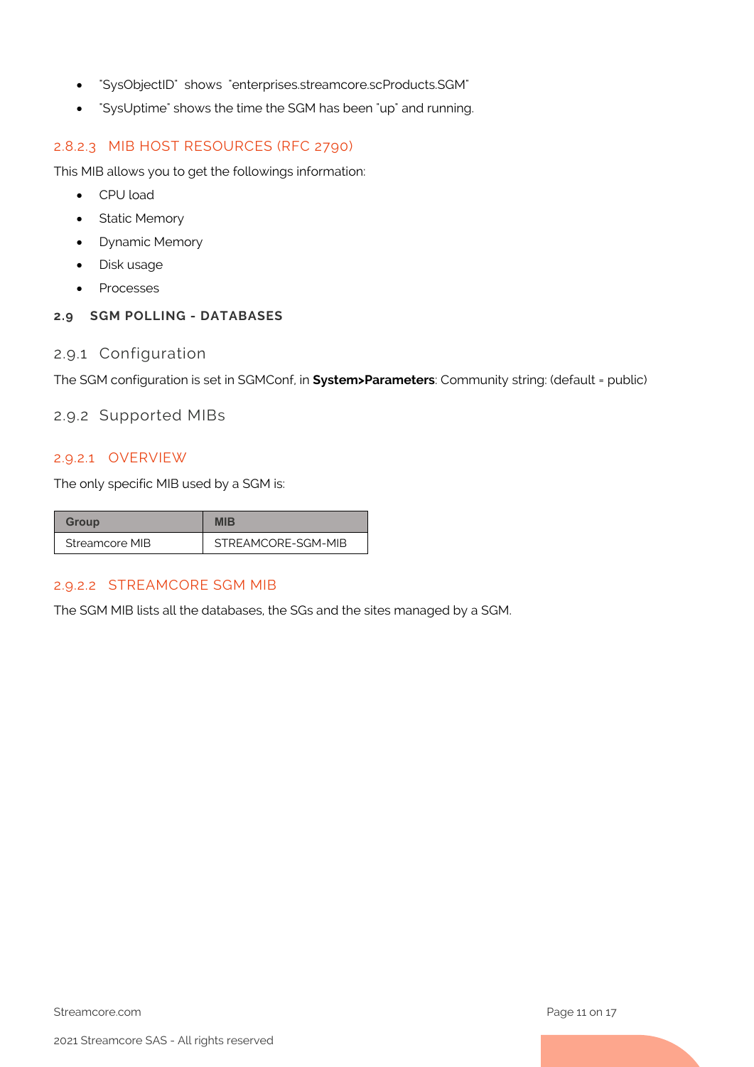- "SysObjectID" shows "enterprises.streamcore.scProducts.SGM"
- "SysUptime" shows the time the SGM has been "up" and running.

#### 2.8.2.3 MIB HOST RESOURCES (RFC 2790)

This MIB allows you to get the followings information:

- CPU load
- Static Memory
- Dynamic Memory
- Disk usage
- Processes

## 2.9 SGM POLLING - DATABASES

### 2.9.1 Configuration

The SGM configuration is set in SGMConf, in **System>Parameters**: Community string: (default = public)

### 2.9.2 Supported MIBs

#### 2.9.2.1 OVERVIEW

The only specific MIB used by a SGM is:

| Group | MIB |
| --- | --- |
| Streamcore MIB | STREAMCORE-SGM-MIB |

#### 2.9.2.2 STREAMCORE SGM MIB

The SGM MIB lists all the databases, the SGs and the sites managed by a SGM.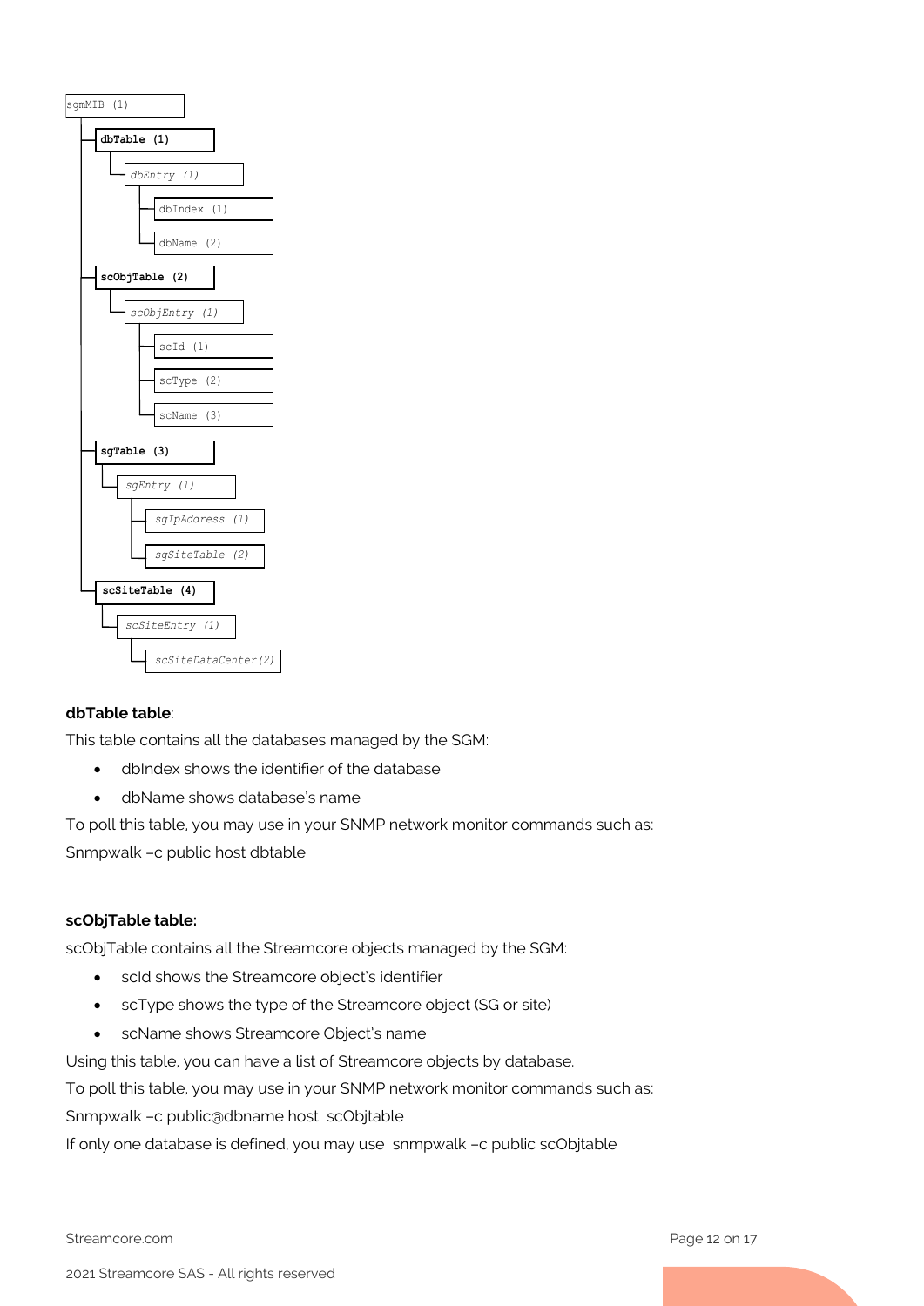```
sgmMIB (1)
├── dbTable (1)
│   └── dbEntry (1)
│       ├── dbIndex (1)
│       └── dbName (2)
├── scObjTable (2)
│   └── scObjEntry (1)
│       ├── scId (1)
│       ├── scType (2)
│       └── scName (3)
├── sgTable (3)
│   └── sgEntry (1)
│       ├── sgIpAddress (1)
│       └── sgSiteTable (2)
└── scSiteTable (4)
    └── scSiteEntry (1)
        └── scSiteDataCenter(2)
```

**dbTable table**:

This table contains all the databases managed by the SGM:

- dbIndex shows the identifier of the database
- dbName shows database's name

To poll this table, you may use in your SNMP network monitor commands such as:

Snmpwalk –c public host dbtable

**scObjTable table:**

scObjTable contains all the Streamcore objects managed by the SGM:

- scId shows the Streamcore object's identifier
- scType shows the type of the Streamcore object (SG or site)
- scName shows Streamcore Object's name

Using this table, you can have a list of Streamcore objects by database.

To poll this table, you may use in your SNMP network monitor commands such as:

Snmpwalk –c public@dbname host scObjtable

If only one database is defined, you may use snmpwalk –c public scObjtable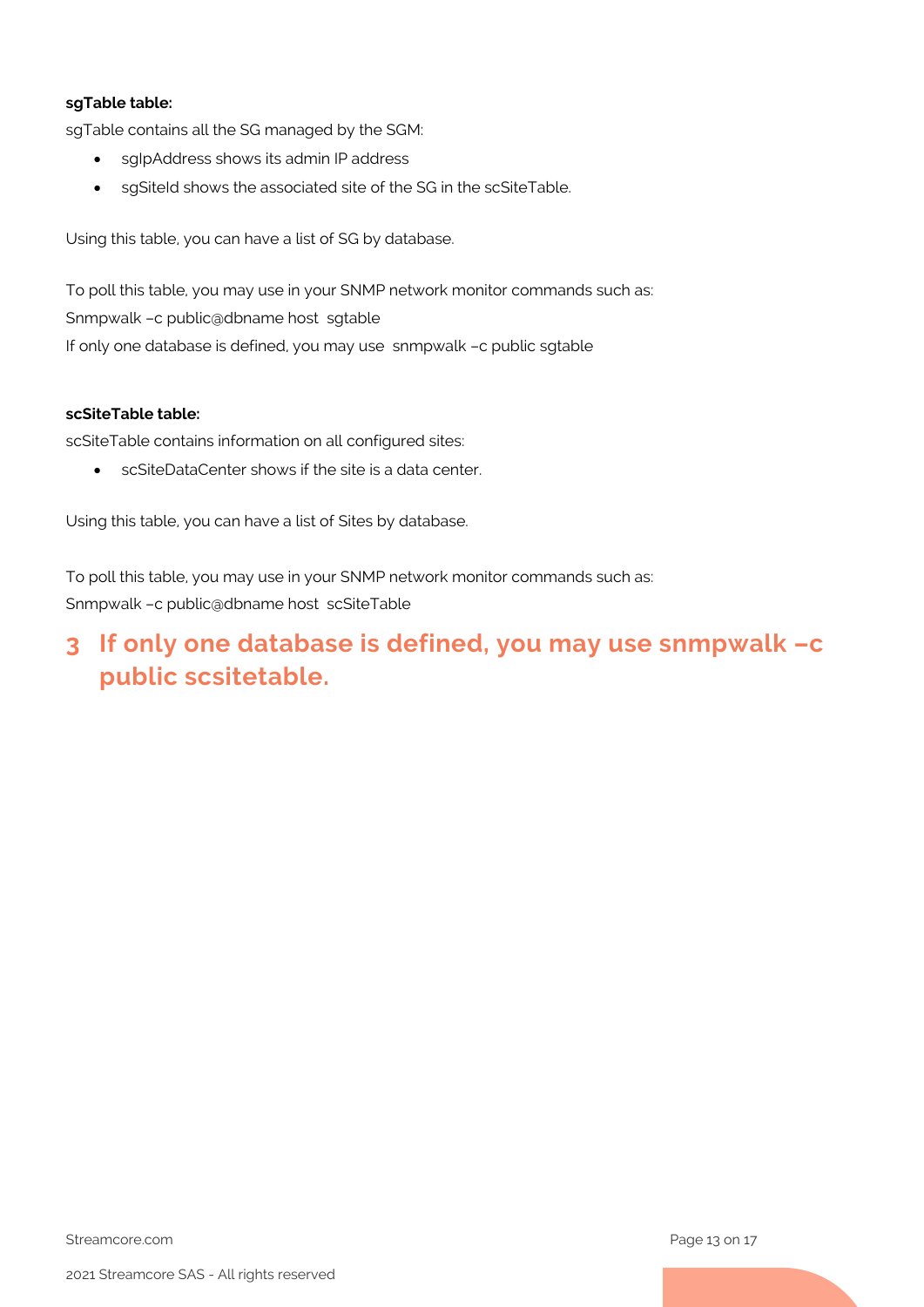**sgTable table:**

sgTable contains all the SG managed by the SGM:

- sgIpAddress shows its admin IP address
- sgSiteId shows the associated site of the SG in the scSiteTable.

Using this table, you can have a list of SG by database.

To poll this table, you may use in your SNMP network monitor commands such as:
Snmpwalk –c public@dbname host sgtable
If only one database is defined, you may use snmpwalk –c public sgtable

**scSiteTable table:**

scSiteTable contains information on all configured sites:

- scSiteDataCenter shows if the site is a data center.

Using this table, you can have a list of Sites by database.

To poll this table, you may use in your SNMP network monitor commands such as:
Snmpwalk –c public@dbname host scSiteTable

# 3 If only one database is defined, you may use snmpwalk –c public scsitetable.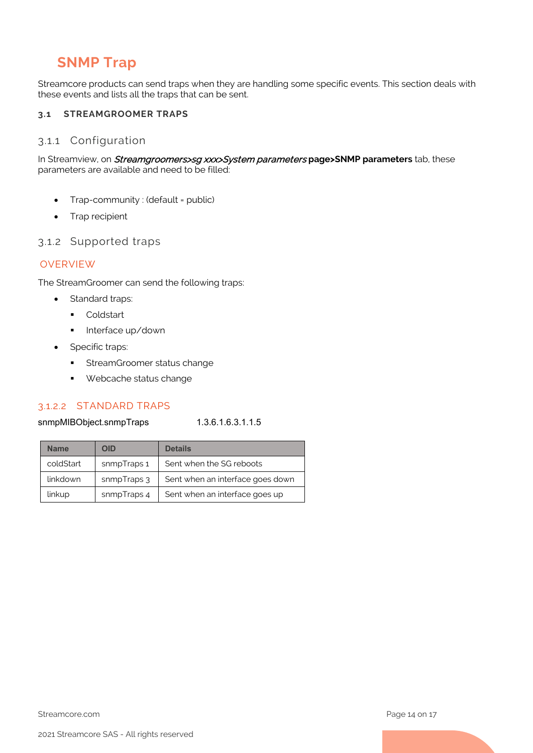# SNMP Trap

Streamcore products can send traps when they are handling some specific events. This section deals with these events and lists all the traps that can be sent.

## 3.1 STREAMGROOMER TRAPS

### 3.1.1 Configuration

In Streamview, on ***Streamgroomers>sg xxx>System parameters* page>SNMP parameters** tab, these parameters are available and need to be filled:

- Trap-community : (default = public)
- Trap recipient

### 3.1.2 Supported traps

#### OVERVIEW

The StreamGroomer can send the following traps:

- Standard traps:
  - Coldstart
  - Interface up/down
- Specific traps:
  - StreamGroomer status change
  - Webcache status change

#### 3.1.2.2 STANDARD TRAPS

snmpMIBObject.snmpTraps 1.3.6.1.6.3.1.1.5

| Name | OID | Details |
|---|---|---|
| coldStart | snmpTraps 1 | Sent when the SG reboots |
| linkdown | snmpTraps 3 | Sent when an interface goes down |
| linkup | snmpTraps 4 | Sent when an interface goes up |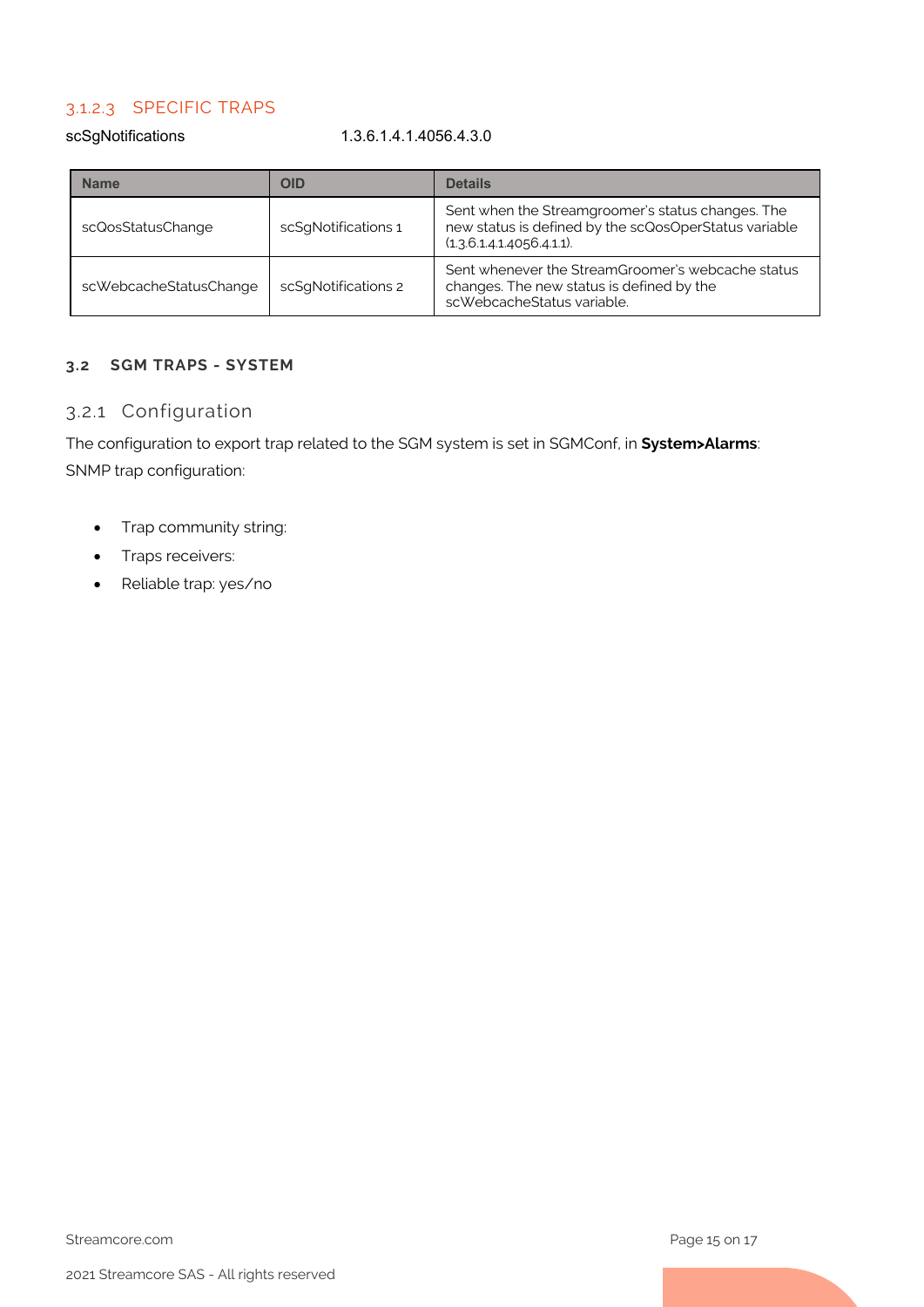#### 3.1.2.3 SPECIFIC TRAPS

scSgNotifications 1.3.6.1.4.1.4056.4.3.0

| Name | OID | Details |
|---|---|---|
| scQosStatusChange | scSgNotifications 1 | Sent when the Streamgroomer's status changes. The new status is defined by the scQosOperStatus variable (1.3.6.1.4.1.4056.4.1.1). |
| scWebcacheStatusChange | scSgNotifications 2 | Sent whenever the StreamGroomer's webcache status changes. The new status is defined by the scWebcacheStatus variable. |

## 3.2 SGM TRAPS - SYSTEM

### 3.2.1 Configuration

The configuration to export trap related to the SGM system is set in SGMConf, in **System>Alarms**:

SNMP trap configuration:

- Trap community string:
- Traps receivers:
- Reliable trap: yes/no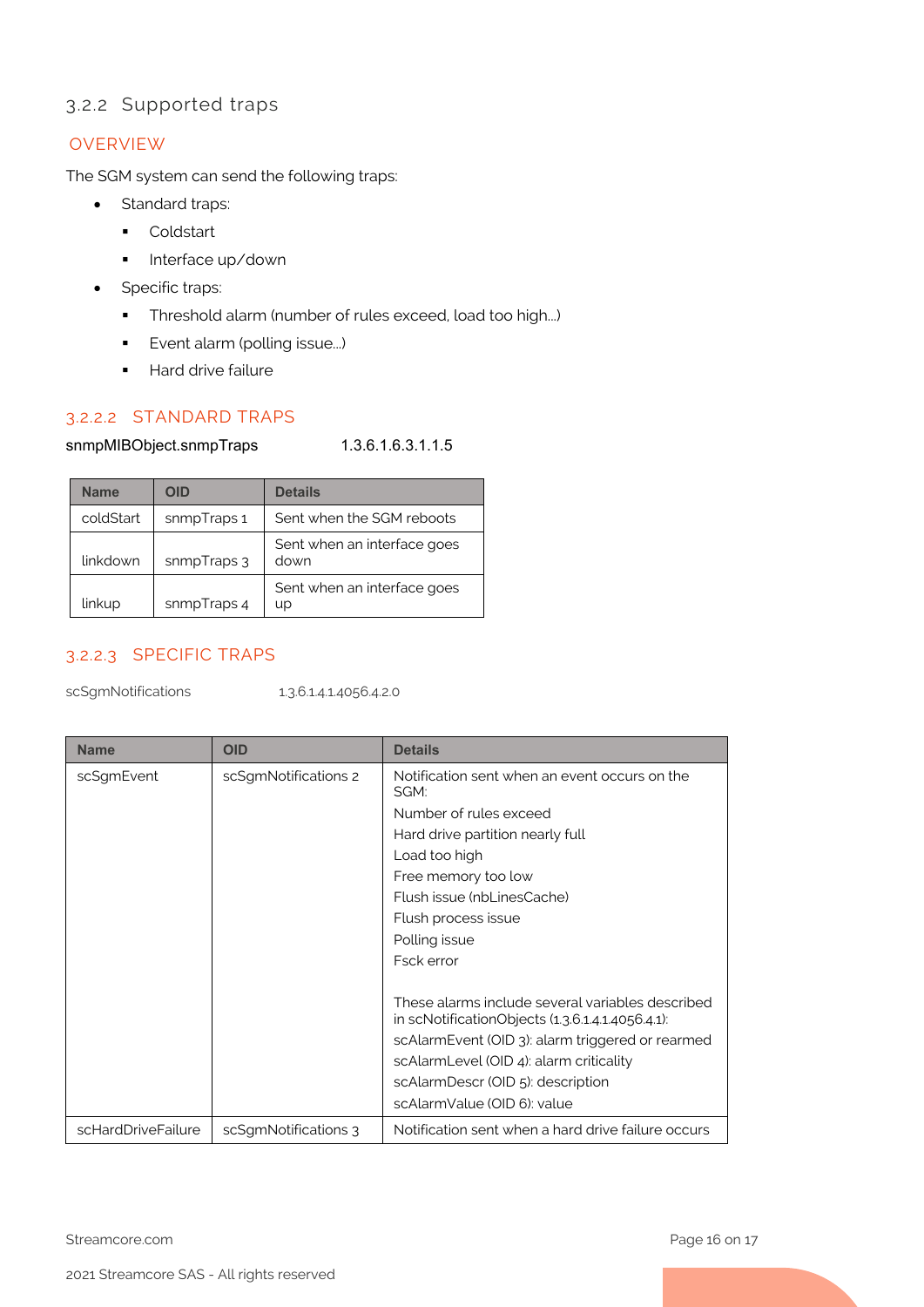### 3.2.2 Supported traps

#### OVERVIEW

The SGM system can send the following traps:

- Standard traps:
  - Coldstart
  - Interface up/down
- Specific traps:
  - Threshold alarm (number of rules exceed, load too high…)
  - Event alarm (polling issue…)
  - Hard drive failure

#### 3.2.2.2 STANDARD TRAPS

snmpMIBObject.snmpTraps 1.3.6.1.6.3.1.1.5

| Name | OID | Details |
|---|---|---|
| coldStart | snmpTraps 1 | Sent when the SGM reboots |
| linkdown | snmpTraps 3 | Sent when an interface goes down |
| linkup | snmpTraps 4 | Sent when an interface goes up |

#### 3.2.2.3 SPECIFIC TRAPS

scSgmNotifications 1.3.6.1.4.1.4056.4.2.0

| Name | OID | Details |
|---|---|---|
| scSgmEvent | scSgmNotifications 2 | Notification sent when an event occurs on the SGM:<br>Number of rules exceed<br>Hard drive partition nearly full<br>Load too high<br>Free memory too low<br>Flush issue (nbLinesCache)<br>Flush process issue<br>Polling issue<br>Fsck error<br><br>These alarms include several variables described in scNotificationObjects (1.3.6.1.4.1.4056.4.1):<br>scAlarmEvent (OID 3): alarm triggered or rearmed<br>scAlarmLevel (OID 4): alarm criticality<br>scAlarmDescr (OID 5): description<br>scAlarmValue (OID 6): value |
| scHardDriveFailure | scSgmNotifications 3 | Notification sent when a hard drive failure occurs |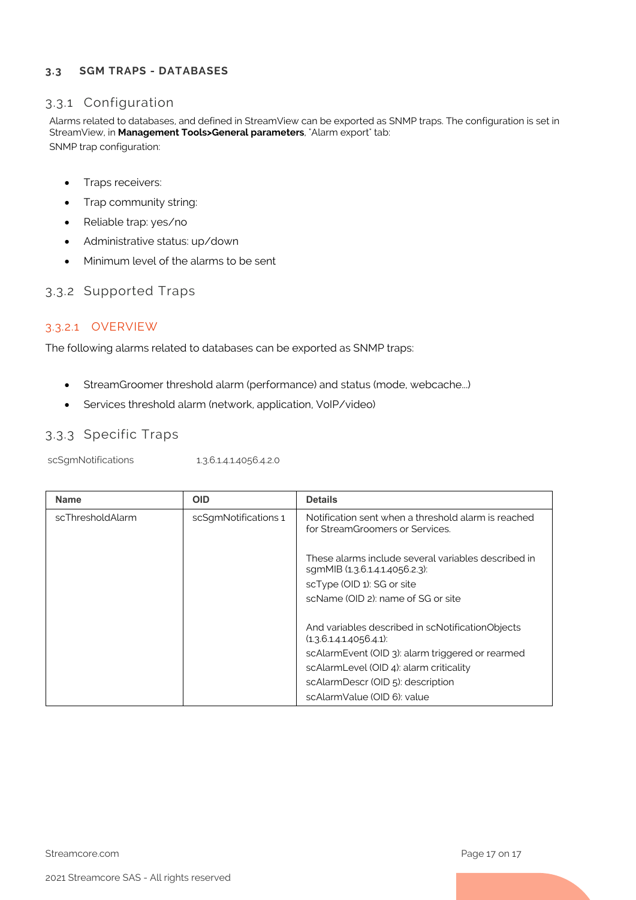### 3.3 SGM TRAPS - DATABASES

#### 3.3.1 Configuration

Alarms related to databases, and defined in StreamView can be exported as SNMP traps. The configuration is set in StreamView, in **Management Tools>General parameters**, "Alarm export" tab:

SNMP trap configuration:

- Traps receivers:
- Trap community string:
- Reliable trap: yes/no
- Administrative status: up/down
- Minimum level of the alarms to be sent

#### 3.3.2 Supported Traps

##### 3.3.2.1 OVERVIEW

The following alarms related to databases can be exported as SNMP traps:

- StreamGroomer threshold alarm (performance) and status (mode, webcache…)
- Services threshold alarm (network, application, VoIP/video)

#### 3.3.3 Specific Traps

scSgmNotifications 1.3.6.1.4.1.4056.4.2.0

| Name | OID | Details |
| --- | --- | --- |
| scThresholdAlarm | scSgmNotifications 1 | Notification sent when a threshold alarm is reached for StreamGroomers or Services.<br><br>These alarms include several variables described in sgmMIB (1.3.6.1.4.1.4056.2.3):<br>scType (OID 1): SG or site<br>scName (OID 2): name of SG or site<br><br>And variables described in scNotificationObjects (1.3.6.1.4.1.4056.4.1):<br>scAlarmEvent (OID 3): alarm triggered or rearmed<br>scAlarmLevel (OID 4): alarm criticality<br>scAlarmDescr (OID 5): description<br>scAlarmValue (OID 6): value |